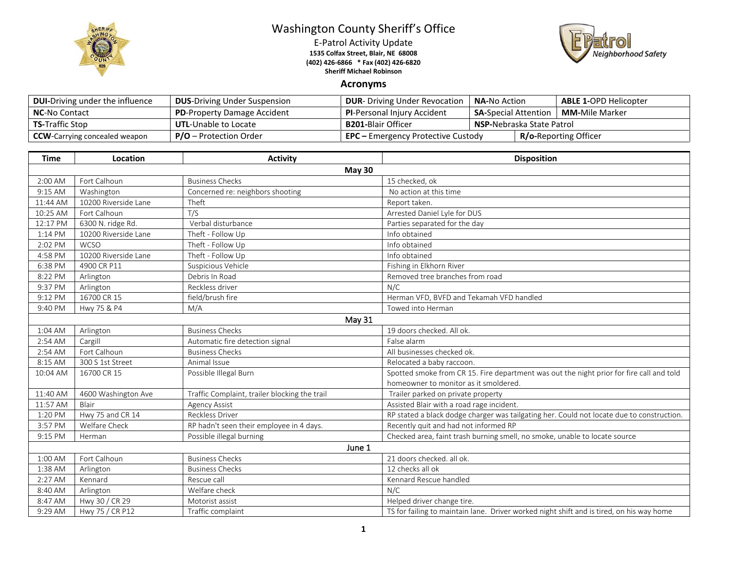# Washington County Sheriff's Office

E-Patrol Activity Update

**1535 Colfax Street, Blair, NE 68008**
**(402) 426-6866 * Fax (402) 426-6820**
**Sheriff Michael Robinson**

## Acronyms

| | | | | |
|---|---|---|---|---|
| **DUI**-Driving under the influence | **DUS**-Driving Under Suspension | **DUR**- Driving Under Revocation | **NA-**No Action | **ABLE 1-**OPD Helicopter |
| **NC**-No Contact | **PD**-Property Damage Accident | **PI**-Personal Injury Accident | **SA**-Special Attention | **MM-**Mile Marker |
| **TS-**Traffic Stop | **UTL**-Unable to Locate | **B201-**Blair Officer | **NSP-**Nebraska State Patrol | |
| **CCW**-Carrying concealed weapon | **P/O** – Protection Order | **EPC –** Emergency Protective Custody | **R/o-**Reporting Officer | |

| Time | Location | Activity | Disposition |
|---|---|---|---|
| | | **May 30** | |
| 2:00 AM | Fort Calhoun | Business Checks | 15 checked, ok |
| 9:15 AM | Washington | Concerned re: neighbors shooting | No action at this time |
| 11:44 AM | 10200 Riverside Lane | Theft | Report taken. |
| 10:25 AM | Fort Calhoun | T/S | Arrested Daniel Lyle for DUS |
| 12:17 PM | 6300 N. ridge Rd. | Verbal disturbance | Parties separated for the day |
| 1:14 PM | 10200 Riverside Lane | Theft - Follow Up | Info obtained |
| 2:02 PM | WCSO | Theft - Follow Up | Info obtained |
| 4:58 PM | 10200 Riverside Lane | Theft - Follow Up | Info obtained |
| 6:38 PM | 4900 CR P11 | Suspicious Vehicle | Fishing in Elkhorn River |
| 8:22 PM | Arlington | Debris In Road | Removed tree branches from road |
| 9:37 PM | Arlington | Reckless driver | N/C |
| 9:12 PM | 16700 CR 15 | field/brush fire | Herman VFD, BVFD and Tekamah VFD handled |
| 9:40 PM | Hwy 75 & P4 | M/A | Towed into Herman |
| | | **May 31** | |
| 1:04 AM | Arlington | Business Checks | 19 doors checked. All ok. |
| 2:54 AM | Cargill | Automatic fire detection signal | False alarm |
| 2:54 AM | Fort Calhoun | Business Checks | All businesses checked ok. |
| 8:15 AM | 300 S 1st Street | Animal Issue | Relocated a baby raccoon. |
| 10:04 AM | 16700 CR 15 | Possible Illegal Burn | Spotted smoke from CR 15. Fire department was out the night prior for fire call and told homeowner to monitor as it smoldered. |
| 11:40 AM | 4600 Washington Ave | Traffic Complaint, trailer blocking the trail | Trailer parked on private property |
| 11:57 AM | Blair | Agency Assist | Assisted Blair with a road rage incident. |
| 1:20 PM | Hwy 75 and CR 14 | Reckless Driver | RP stated a black dodge charger was tailgating her. Could not locate due to construction. |
| 3:57 PM | Welfare Check | RP hadn't seen their employee in 4 days. | Recently quit and had not informed RP |
| 9:15 PM | Herman | Possible illegal burning | Checked area, faint trash burning smell, no smoke, unable to locate source |
| | | **June 1** | |
| 1:00 AM | Fort Calhoun | Business Checks | 21 doors checked. all ok. |
| 1:38 AM | Arlington | Business Checks | 12 checks all ok |
| 2:27 AM | Kennard | Rescue call | Kennard Rescue handled |
| 8:40 AM | Arlington | Welfare check | N/C |
| 8:47 AM | Hwy 30 / CR 29 | Motorist assist | Helped driver change tire. |
| 9:29 AM | Hwy 75 / CR P12 | Traffic complaint | TS for failing to maintain lane. Driver worked night shift and is tired, on his way home |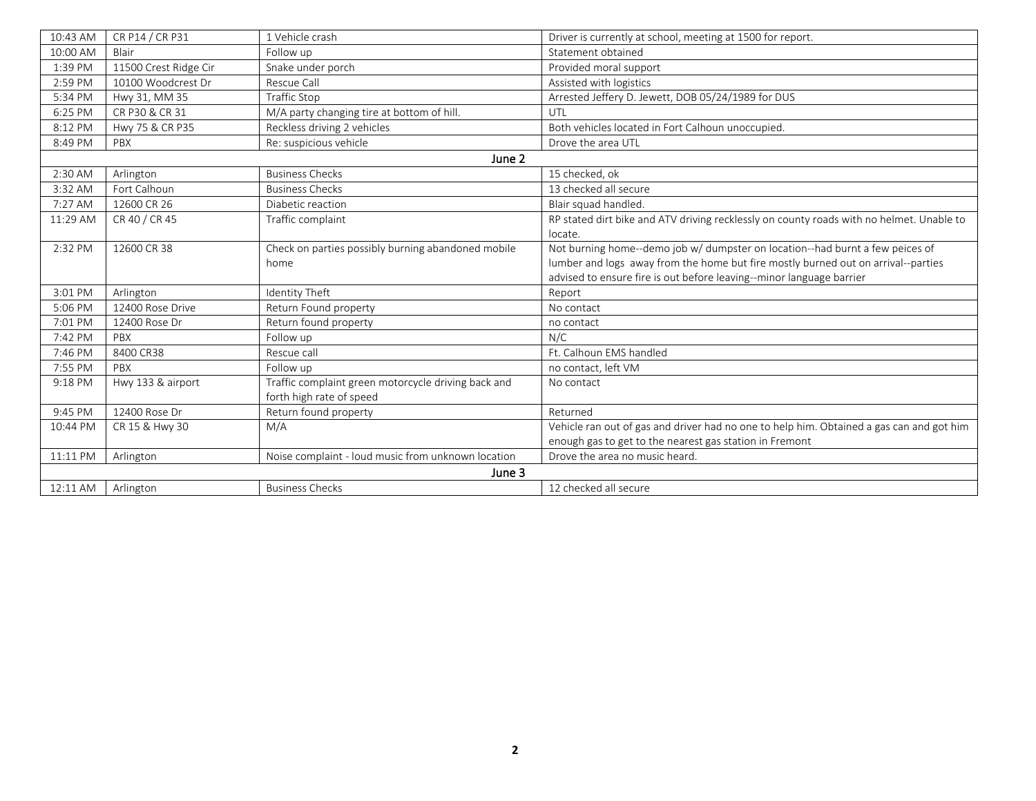| | | | |
|---|---|---|---|
| 10:43 AM | CR P14 / CR P31 | 1 Vehicle crash | Driver is currently at school, meeting at 1500 for report. |
| 10:00 AM | Blair | Follow up | Statement obtained |
| 1:39 PM | 11500 Crest Ridge Cir | Snake under porch | Provided moral support |
| 2:59 PM | 10100 Woodcrest Dr | Rescue Call | Assisted with logistics |
| 5:34 PM | Hwy 31, MM 35 | Traffic Stop | Arrested Jeffery D. Jewett, DOB 05/24/1989 for DUS |
| 6:25 PM | CR P30 & CR 31 | M/A party changing tire at bottom of hill. | UTL |
| 8:12 PM | Hwy 75 & CR P35 | Reckless driving 2 vehicles | Both vehicles located in Fort Calhoun unoccupied. |
| 8:49 PM | PBX | Re: suspicious vehicle | Drove the area UTL |
| | | **June 2** | |
| 2:30 AM | Arlington | Business Checks | 15 checked, ok |
| 3:32 AM | Fort Calhoun | Business Checks | 13 checked all secure |
| 7:27 AM | 12600 CR 26 | Diabetic reaction | Blair squad handled. |
| 11:29 AM | CR 40 / CR 45 | Traffic complaint | RP stated dirt bike and ATV driving recklessly on county roads with no helmet. Unable to locate. |
| 2:32 PM | 12600 CR 38 | Check on parties possibly burning abandoned mobile home | Not burning home--demo job w/ dumpster on location--had burnt a few peices of lumber and logs away from the home but fire mostly burned out on arrival--parties advised to ensure fire is out before leaving--minor language barrier |
| 3:01 PM | Arlington | Identity Theft | Report |
| 5:06 PM | 12400 Rose Drive | Return Found property | No contact |
| 7:01 PM | 12400 Rose Dr | Return found property | no contact |
| 7:42 PM | PBX | Follow up | N/C |
| 7:46 PM | 8400 CR38 | Rescue call | Ft. Calhoun EMS handled |
| 7:55 PM | PBX | Follow up | no contact, left VM |
| 9:18 PM | Hwy 133 & airport | Traffic complaint green motorcycle driving back and forth high rate of speed | No contact |
| 9:45 PM | 12400 Rose Dr | Return found property | Returned |
| 10:44 PM | CR 15 & Hwy 30 | M/A | Vehicle ran out of gas and driver had no one to help him. Obtained a gas can and got him enough gas to get to the nearest gas station in Fremont |
| 11:11 PM | Arlington | Noise complaint - loud music from unknown location | Drove the area no music heard. |
| | | **June 3** | |
| 12:11 AM | Arlington | Business Checks | 12 checked all secure |